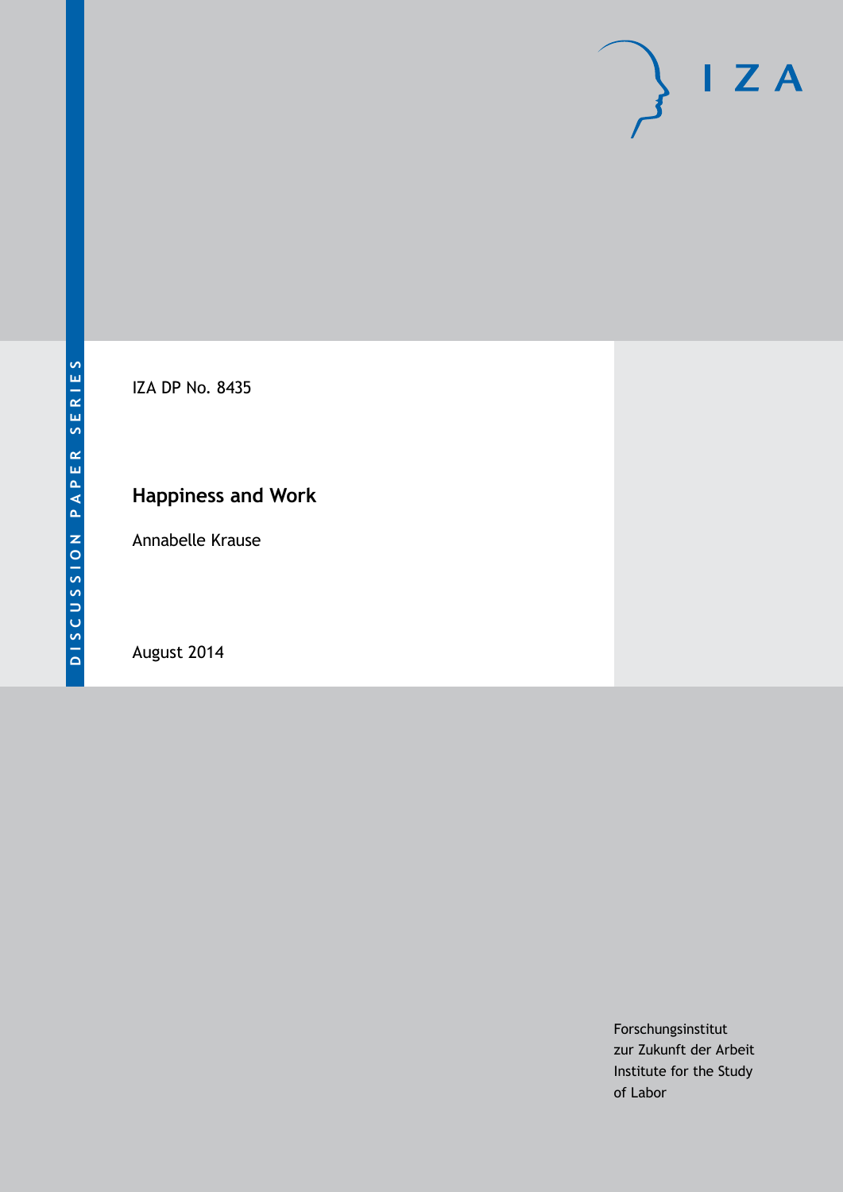DISCUSSION PAPER SERIES

IZA DP No. 8435

# Happiness and Work

Annabelle Krause

August 2014

Forschungsinstitut
zur Zukunft der Arbeit
Institute for the Study
of Labor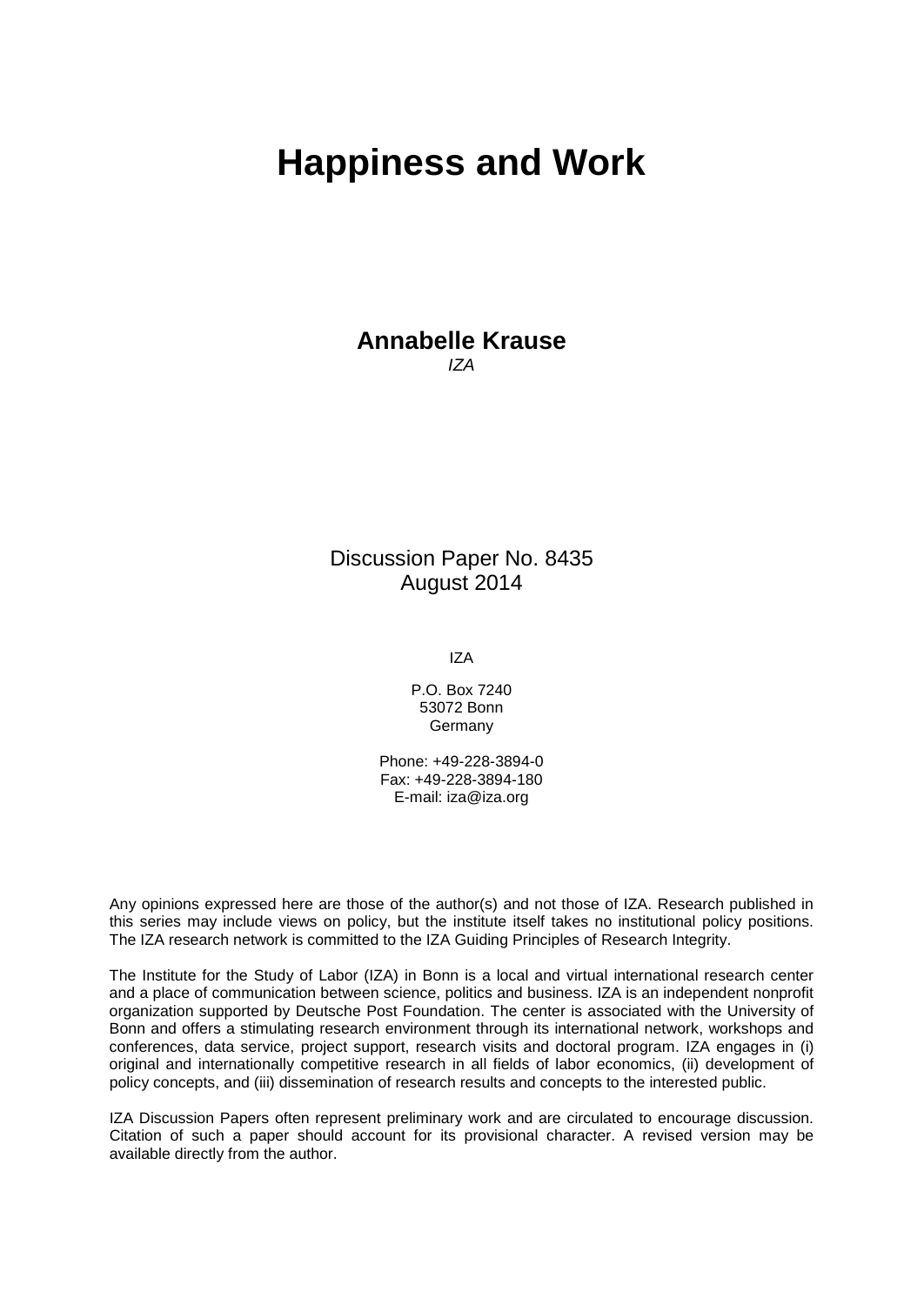# Happiness and Work

**Annabelle Krause**
*IZA*

Discussion Paper No. 8435
August 2014

IZA

P.O. Box 7240
53072 Bonn
Germany

Phone: +49-228-3894-0
Fax: +49-228-3894-180
E-mail: iza@iza.org

Any opinions expressed here are those of the author(s) and not those of IZA. Research published in this series may include views on policy, but the institute itself takes no institutional policy positions. The IZA research network is committed to the IZA Guiding Principles of Research Integrity.

The Institute for the Study of Labor (IZA) in Bonn is a local and virtual international research center and a place of communication between science, politics and business. IZA is an independent nonprofit organization supported by Deutsche Post Foundation. The center is associated with the University of Bonn and offers a stimulating research environment through its international network, workshops and conferences, data service, project support, research visits and doctoral program. IZA engages in (i) original and internationally competitive research in all fields of labor economics, (ii) development of policy concepts, and (iii) dissemination of research results and concepts to the interested public.

IZA Discussion Papers often represent preliminary work and are circulated to encourage discussion. Citation of such a paper should account for its provisional character. A revised version may be available directly from the author.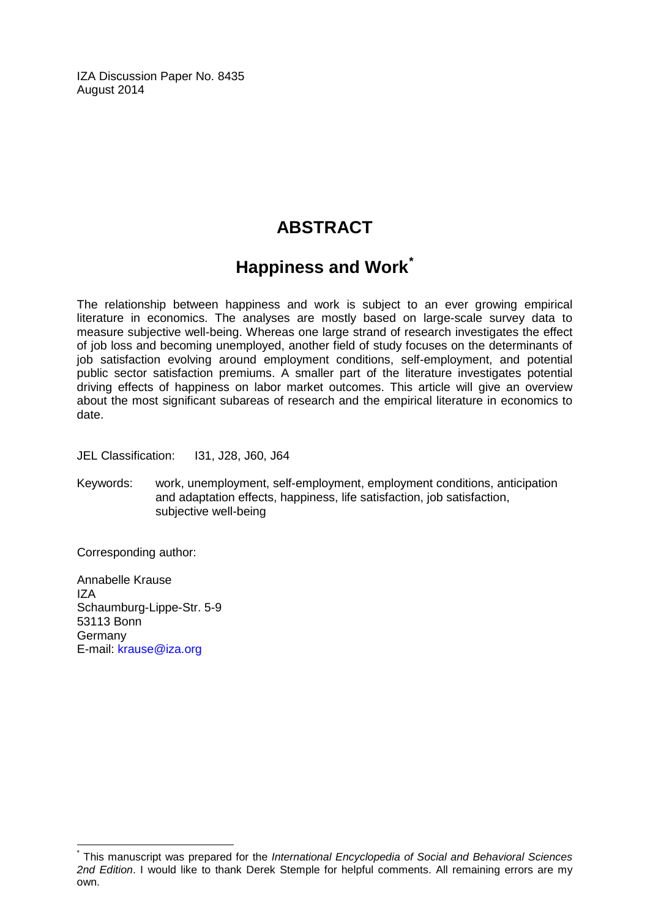IZA Discussion Paper No. 8435
August 2014

# ABSTRACT

## Happiness and Work[*]

The relationship between happiness and work is subject to an ever growing empirical literature in economics. The analyses are mostly based on large-scale survey data to measure subjective well-being. Whereas one large strand of research investigates the effect of job loss and becoming unemployed, another field of study focuses on the determinants of job satisfaction evolving around employment conditions, self-employment, and potential public sector satisfaction premiums. A smaller part of the literature investigates potential driving effects of happiness on labor market outcomes. This article will give an overview about the most significant subareas of research and the empirical literature in economics to date.

JEL Classification: I31, J28, J60, J64

Keywords: work, unemployment, self-employment, employment conditions, anticipation and adaptation effects, happiness, life satisfaction, job satisfaction, subjective well-being

Corresponding author:

Annabelle Krause
IZA
Schaumburg-Lippe-Str. 5-9
53113 Bonn
Germany
E-mail: krause@iza.org

---

[*] This manuscript was prepared for the *International Encyclopedia of Social and Behavioral Sciences 2nd Edition*. I would like to thank Derek Stemple for helpful comments. All remaining errors are my own.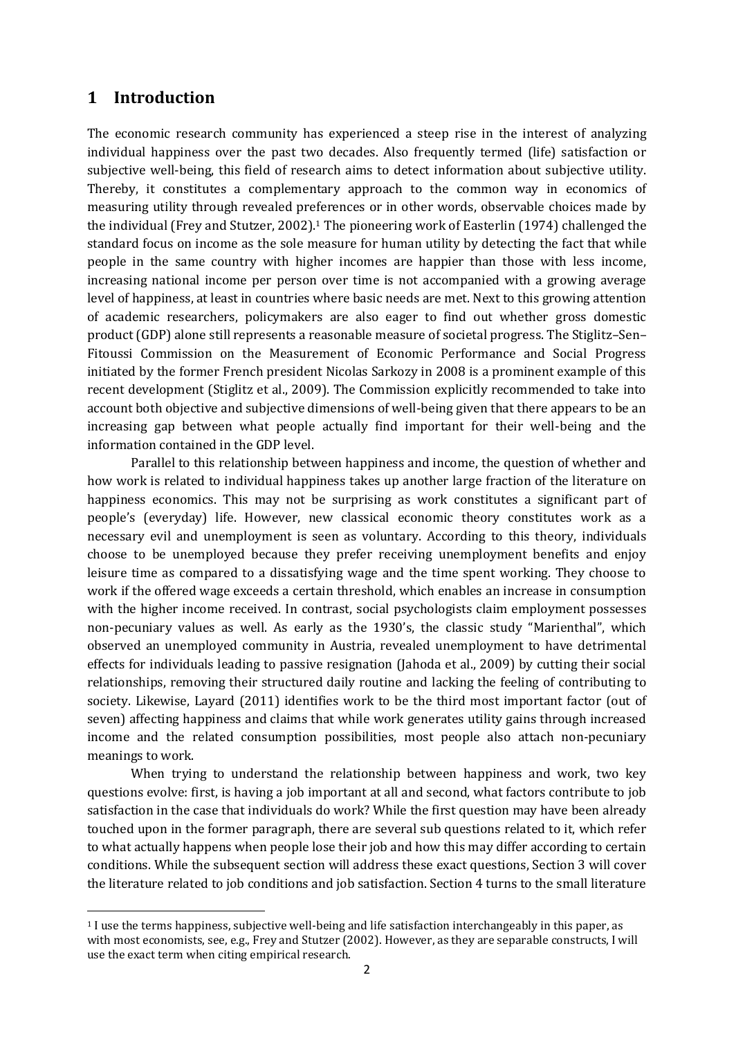# 1 Introduction

The economic research community has experienced a steep rise in the interest of analyzing individual happiness over the past two decades. Also frequently termed (life) satisfaction or subjective well-being, this field of research aims to detect information about subjective utility. Thereby, it constitutes a complementary approach to the common way in economics of measuring utility through revealed preferences or in other words, observable choices made by the individual (Frey and Stutzer, 2002).[1] The pioneering work of Easterlin (1974) challenged the standard focus on income as the sole measure for human utility by detecting the fact that while people in the same country with higher incomes are happier than those with less income, increasing national income per person over time is not accompanied with a growing average level of happiness, at least in countries where basic needs are met. Next to this growing attention of academic researchers, policymakers are also eager to find out whether gross domestic product (GDP) alone still represents a reasonable measure of societal progress. The Stiglitz–Sen–Fitoussi Commission on the Measurement of Economic Performance and Social Progress initiated by the former French president Nicolas Sarkozy in 2008 is a prominent example of this recent development (Stiglitz et al., 2009). The Commission explicitly recommended to take into account both objective and subjective dimensions of well-being given that there appears to be an increasing gap between what people actually find important for their well-being and the information contained in the GDP level.

Parallel to this relationship between happiness and income, the question of whether and how work is related to individual happiness takes up another large fraction of the literature on happiness economics. This may not be surprising as work constitutes a significant part of people's (everyday) life. However, new classical economic theory constitutes work as a necessary evil and unemployment is seen as voluntary. According to this theory, individuals choose to be unemployed because they prefer receiving unemployment benefits and enjoy leisure time as compared to a dissatisfying wage and the time spent working. They choose to work if the offered wage exceeds a certain threshold, which enables an increase in consumption with the higher income received. In contrast, social psychologists claim employment possesses non-pecuniary values as well. As early as the 1930's, the classic study "Marienthal", which observed an unemployed community in Austria, revealed unemployment to have detrimental effects for individuals leading to passive resignation (Jahoda et al., 2009) by cutting their social relationships, removing their structured daily routine and lacking the feeling of contributing to society. Likewise, Layard (2011) identifies work to be the third most important factor (out of seven) affecting happiness and claims that while work generates utility gains through increased income and the related consumption possibilities, most people also attach non-pecuniary meanings to work.

When trying to understand the relationship between happiness and work, two key questions evolve: first, is having a job important at all and second, what factors contribute to job satisfaction in the case that individuals do work? While the first question may have been already touched upon in the former paragraph, there are several sub questions related to it, which refer to what actually happens when people lose their job and how this may differ according to certain conditions. While the subsequent section will address these exact questions, Section 3 will cover the literature related to job conditions and job satisfaction. Section 4 turns to the small literature

[1] I use the terms happiness, subjective well-being and life satisfaction interchangeably in this paper, as with most economists, see, e.g., Frey and Stutzer (2002). However, as they are separable constructs, I will use the exact term when citing empirical research.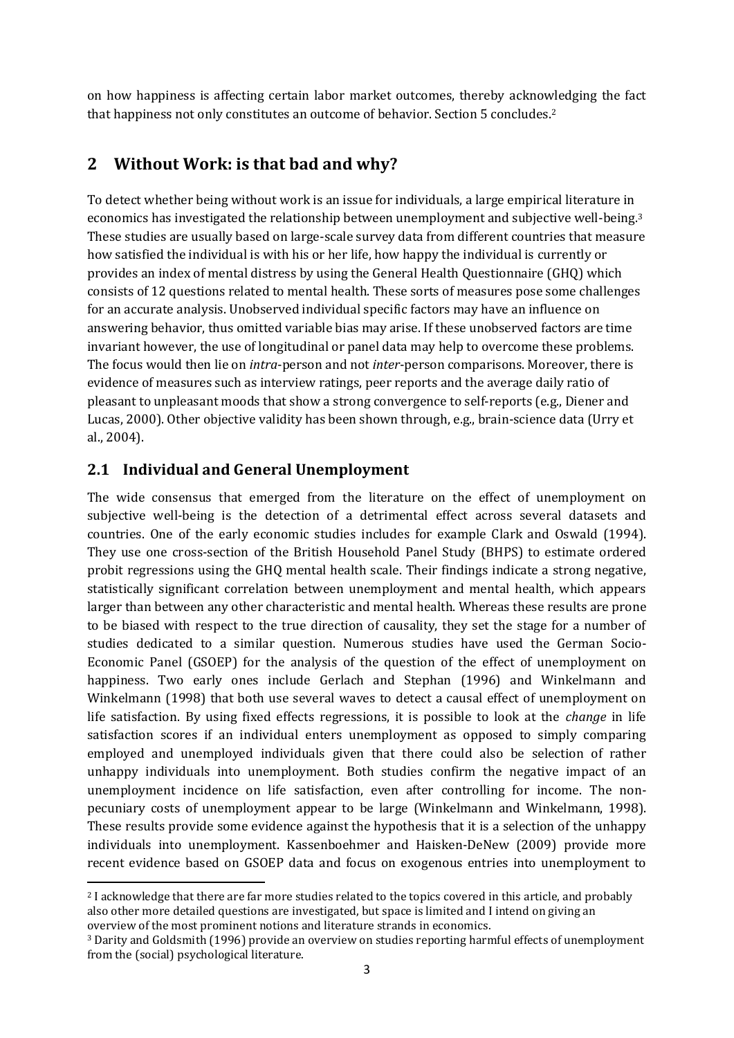on how happiness is affecting certain labor market outcomes, thereby acknowledging the fact that happiness not only constitutes an outcome of behavior. Section 5 concludes.[2]

## 2 Without Work: is that bad and why?

To detect whether being without work is an issue for individuals, a large empirical literature in economics has investigated the relationship between unemployment and subjective well-being.[3] These studies are usually based on large-scale survey data from different countries that measure how satisfied the individual is with his or her life, how happy the individual is currently or provides an index of mental distress by using the General Health Questionnaire (GHQ) which consists of 12 questions related to mental health. These sorts of measures pose some challenges for an accurate analysis. Unobserved individual specific factors may have an influence on answering behavior, thus omitted variable bias may arise. If these unobserved factors are time invariant however, the use of longitudinal or panel data may help to overcome these problems. The focus would then lie on *intra*-person and not *inter*-person comparisons. Moreover, there is evidence of measures such as interview ratings, peer reports and the average daily ratio of pleasant to unpleasant moods that show a strong convergence to self-reports (e.g., Diener and Lucas, 2000). Other objective validity has been shown through, e.g., brain-science data (Urry et al., 2004).

### 2.1 Individual and General Unemployment

The wide consensus that emerged from the literature on the effect of unemployment on subjective well-being is the detection of a detrimental effect across several datasets and countries. One of the early economic studies includes for example Clark and Oswald (1994). They use one cross-section of the British Household Panel Study (BHPS) to estimate ordered probit regressions using the GHQ mental health scale. Their findings indicate a strong negative, statistically significant correlation between unemployment and mental health, which appears larger than between any other characteristic and mental health. Whereas these results are prone to be biased with respect to the true direction of causality, they set the stage for a number of studies dedicated to a similar question. Numerous studies have used the German Socio-Economic Panel (GSOEP) for the analysis of the question of the effect of unemployment on happiness. Two early ones include Gerlach and Stephan (1996) and Winkelmann and Winkelmann (1998) that both use several waves to detect a causal effect of unemployment on life satisfaction. By using fixed effects regressions, it is possible to look at the *change* in life satisfaction scores if an individual enters unemployment as opposed to simply comparing employed and unemployed individuals given that there could also be selection of rather unhappy individuals into unemployment. Both studies confirm the negative impact of an unemployment incidence on life satisfaction, even after controlling for income. The non-pecuniary costs of unemployment appear to be large (Winkelmann and Winkelmann, 1998). These results provide some evidence against the hypothesis that it is a selection of the unhappy individuals into unemployment. Kassenboehmer and Haisken-DeNew (2009) provide more recent evidence based on GSOEP data and focus on exogenous entries into unemployment to

[2] I acknowledge that there are far more studies related to the topics covered in this article, and probably also other more detailed questions are investigated, but space is limited and I intend on giving an overview of the most prominent notions and literature strands in economics.

[3] Darity and Goldsmith (1996) provide an overview on studies reporting harmful effects of unemployment from the (social) psychological literature.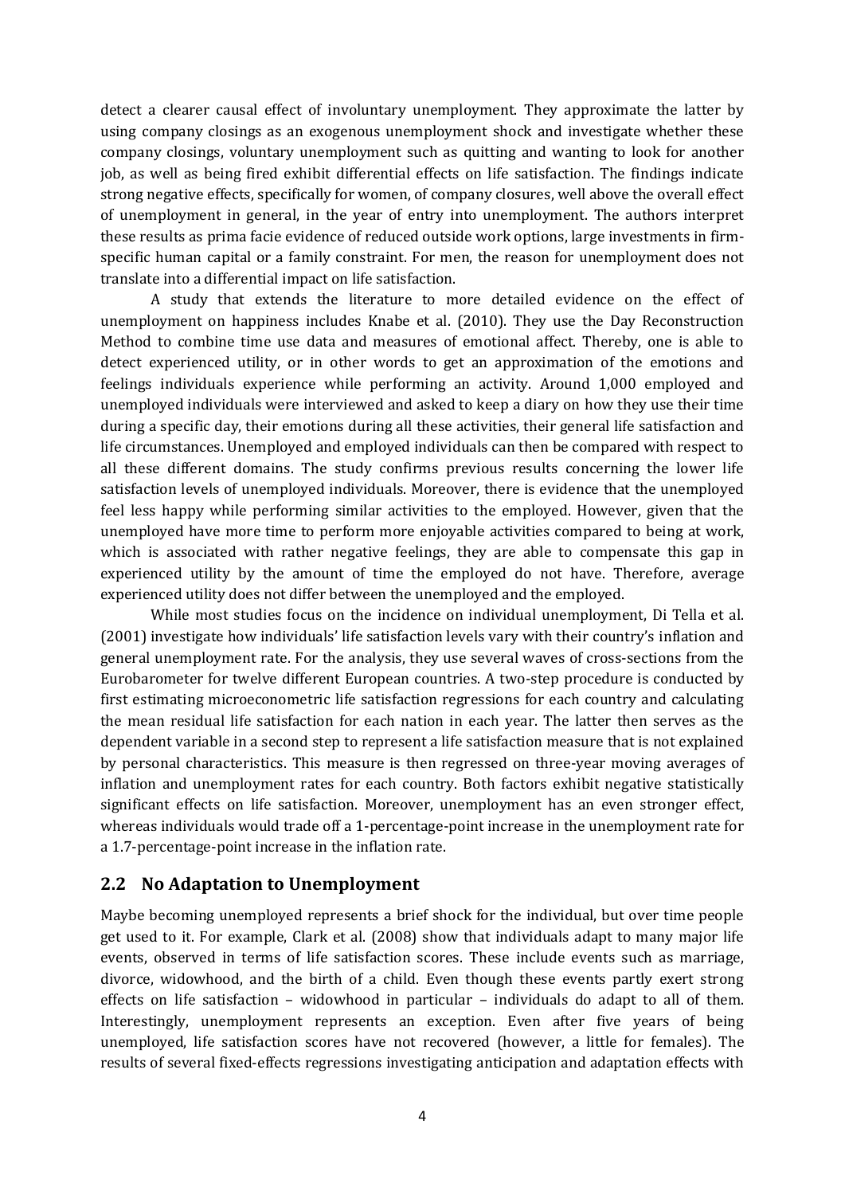detect a clearer causal effect of involuntary unemployment. They approximate the latter by using company closings as an exogenous unemployment shock and investigate whether these company closings, voluntary unemployment such as quitting and wanting to look for another job, as well as being fired exhibit differential effects on life satisfaction. The findings indicate strong negative effects, specifically for women, of company closures, well above the overall effect of unemployment in general, in the year of entry into unemployment. The authors interpret these results as prima facie evidence of reduced outside work options, large investments in firm-specific human capital or a family constraint. For men, the reason for unemployment does not translate into a differential impact on life satisfaction.

A study that extends the literature to more detailed evidence on the effect of unemployment on happiness includes Knabe et al. (2010). They use the Day Reconstruction Method to combine time use data and measures of emotional affect. Thereby, one is able to detect experienced utility, or in other words to get an approximation of the emotions and feelings individuals experience while performing an activity. Around 1,000 employed and unemployed individuals were interviewed and asked to keep a diary on how they use their time during a specific day, their emotions during all these activities, their general life satisfaction and life circumstances. Unemployed and employed individuals can then be compared with respect to all these different domains. The study confirms previous results concerning the lower life satisfaction levels of unemployed individuals. Moreover, there is evidence that the unemployed feel less happy while performing similar activities to the employed. However, given that the unemployed have more time to perform more enjoyable activities compared to being at work, which is associated with rather negative feelings, they are able to compensate this gap in experienced utility by the amount of time the employed do not have. Therefore, average experienced utility does not differ between the unemployed and the employed.

While most studies focus on the incidence on individual unemployment, Di Tella et al. (2001) investigate how individuals' life satisfaction levels vary with their country's inflation and general unemployment rate. For the analysis, they use several waves of cross-sections from the Eurobarometer for twelve different European countries. A two-step procedure is conducted by first estimating microeconometric life satisfaction regressions for each country and calculating the mean residual life satisfaction for each nation in each year. The latter then serves as the dependent variable in a second step to represent a life satisfaction measure that is not explained by personal characteristics. This measure is then regressed on three-year moving averages of inflation and unemployment rates for each country. Both factors exhibit negative statistically significant effects on life satisfaction. Moreover, unemployment has an even stronger effect, whereas individuals would trade off a 1-percentage-point increase in the unemployment rate for a 1.7-percentage-point increase in the inflation rate.

## 2.2 No Adaptation to Unemployment

Maybe becoming unemployed represents a brief shock for the individual, but over time people get used to it. For example, Clark et al. (2008) show that individuals adapt to many major life events, observed in terms of life satisfaction scores. These include events such as marriage, divorce, widowhood, and the birth of a child. Even though these events partly exert strong effects on life satisfaction – widowhood in particular – individuals do adapt to all of them. Interestingly, unemployment represents an exception. Even after five years of being unemployed, life satisfaction scores have not recovered (however, a little for females). The results of several fixed-effects regressions investigating anticipation and adaptation effects with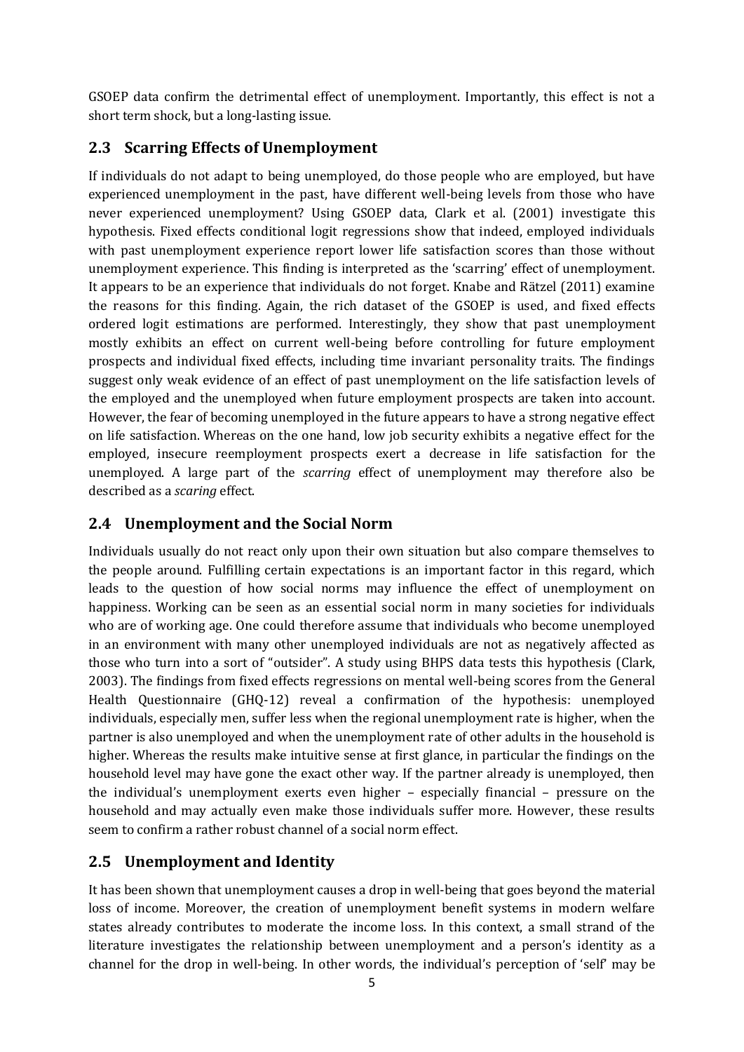GSOEP data confirm the detrimental effect of unemployment. Importantly, this effect is not a short term shock, but a long-lasting issue.

## 2.3 Scarring Effects of Unemployment

If individuals do not adapt to being unemployed, do those people who are employed, but have experienced unemployment in the past, have different well-being levels from those who have never experienced unemployment? Using GSOEP data, Clark et al. (2001) investigate this hypothesis. Fixed effects conditional logit regressions show that indeed, employed individuals with past unemployment experience report lower life satisfaction scores than those without unemployment experience. This finding is interpreted as the 'scarring' effect of unemployment. It appears to be an experience that individuals do not forget. Knabe and Rätzel (2011) examine the reasons for this finding. Again, the rich dataset of the GSOEP is used, and fixed effects ordered logit estimations are performed. Interestingly, they show that past unemployment mostly exhibits an effect on current well-being before controlling for future employment prospects and individual fixed effects, including time invariant personality traits. The findings suggest only weak evidence of an effect of past unemployment on the life satisfaction levels of the employed and the unemployed when future employment prospects are taken into account. However, the fear of becoming unemployed in the future appears to have a strong negative effect on life satisfaction. Whereas on the one hand, low job security exhibits a negative effect for the employed, insecure reemployment prospects exert a decrease in life satisfaction for the unemployed. A large part of the *scarring* effect of unemployment may therefore also be described as a *scaring* effect.

## 2.4 Unemployment and the Social Norm

Individuals usually do not react only upon their own situation but also compare themselves to the people around. Fulfilling certain expectations is an important factor in this regard, which leads to the question of how social norms may influence the effect of unemployment on happiness. Working can be seen as an essential social norm in many societies for individuals who are of working age. One could therefore assume that individuals who become unemployed in an environment with many other unemployed individuals are not as negatively affected as those who turn into a sort of "outsider". A study using BHPS data tests this hypothesis (Clark, 2003). The findings from fixed effects regressions on mental well-being scores from the General Health Questionnaire (GHQ-12) reveal a confirmation of the hypothesis: unemployed individuals, especially men, suffer less when the regional unemployment rate is higher, when the partner is also unemployed and when the unemployment rate of other adults in the household is higher. Whereas the results make intuitive sense at first glance, in particular the findings on the household level may have gone the exact other way. If the partner already is unemployed, then the individual's unemployment exerts even higher – especially financial – pressure on the household and may actually even make those individuals suffer more. However, these results seem to confirm a rather robust channel of a social norm effect.

## 2.5 Unemployment and Identity

It has been shown that unemployment causes a drop in well-being that goes beyond the material loss of income. Moreover, the creation of unemployment benefit systems in modern welfare states already contributes to moderate the income loss. In this context, a small strand of the literature investigates the relationship between unemployment and a person's identity as a channel for the drop in well-being. In other words, the individual's perception of 'self' may be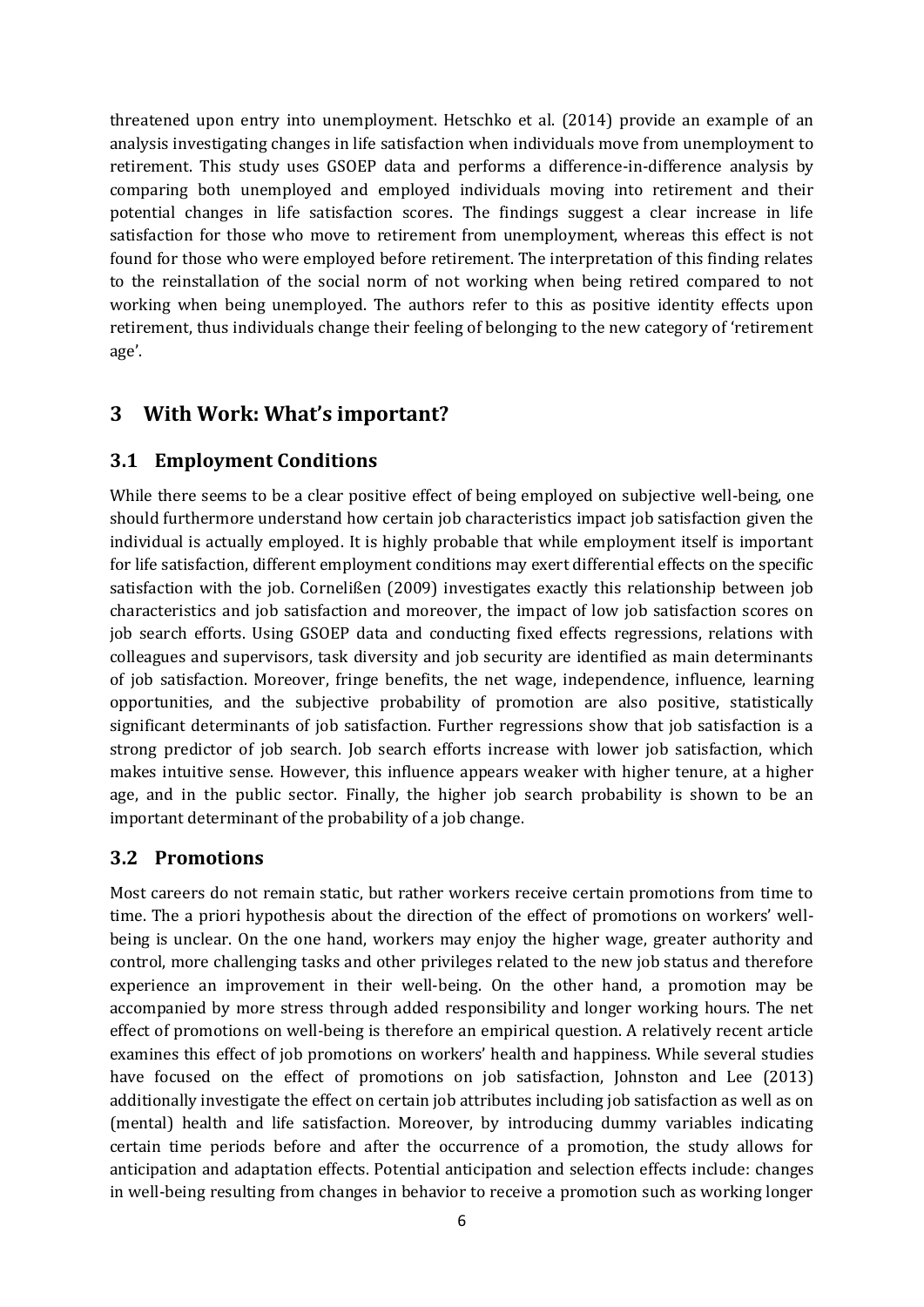threatened upon entry into unemployment. Hetschko et al. (2014) provide an example of an analysis investigating changes in life satisfaction when individuals move from unemployment to retirement. This study uses GSOEP data and performs a difference-in-difference analysis by comparing both unemployed and employed individuals moving into retirement and their potential changes in life satisfaction scores. The findings suggest a clear increase in life satisfaction for those who move to retirement from unemployment, whereas this effect is not found for those who were employed before retirement. The interpretation of this finding relates to the reinstallation of the social norm of not working when being retired compared to not working when being unemployed. The authors refer to this as positive identity effects upon retirement, thus individuals change their feeling of belonging to the new category of 'retirement age'.

# 3 With Work: What's important?

## 3.1 Employment Conditions

While there seems to be a clear positive effect of being employed on subjective well-being, one should furthermore understand how certain job characteristics impact job satisfaction given the individual is actually employed. It is highly probable that while employment itself is important for life satisfaction, different employment conditions may exert differential effects on the specific satisfaction with the job. Cornelißen (2009) investigates exactly this relationship between job characteristics and job satisfaction and moreover, the impact of low job satisfaction scores on job search efforts. Using GSOEP data and conducting fixed effects regressions, relations with colleagues and supervisors, task diversity and job security are identified as main determinants of job satisfaction. Moreover, fringe benefits, the net wage, independence, influence, learning opportunities, and the subjective probability of promotion are also positive, statistically significant determinants of job satisfaction. Further regressions show that job satisfaction is a strong predictor of job search. Job search efforts increase with lower job satisfaction, which makes intuitive sense. However, this influence appears weaker with higher tenure, at a higher age, and in the public sector. Finally, the higher job search probability is shown to be an important determinant of the probability of a job change.

## 3.2 Promotions

Most careers do not remain static, but rather workers receive certain promotions from time to time. The a priori hypothesis about the direction of the effect of promotions on workers' well-being is unclear. On the one hand, workers may enjoy the higher wage, greater authority and control, more challenging tasks and other privileges related to the new job status and therefore experience an improvement in their well-being. On the other hand, a promotion may be accompanied by more stress through added responsibility and longer working hours. The net effect of promotions on well-being is therefore an empirical question. A relatively recent article examines this effect of job promotions on workers' health and happiness. While several studies have focused on the effect of promotions on job satisfaction, Johnston and Lee (2013) additionally investigate the effect on certain job attributes including job satisfaction as well as on (mental) health and life satisfaction. Moreover, by introducing dummy variables indicating certain time periods before and after the occurrence of a promotion, the study allows for anticipation and adaptation effects. Potential anticipation and selection effects include: changes in well-being resulting from changes in behavior to receive a promotion such as working longer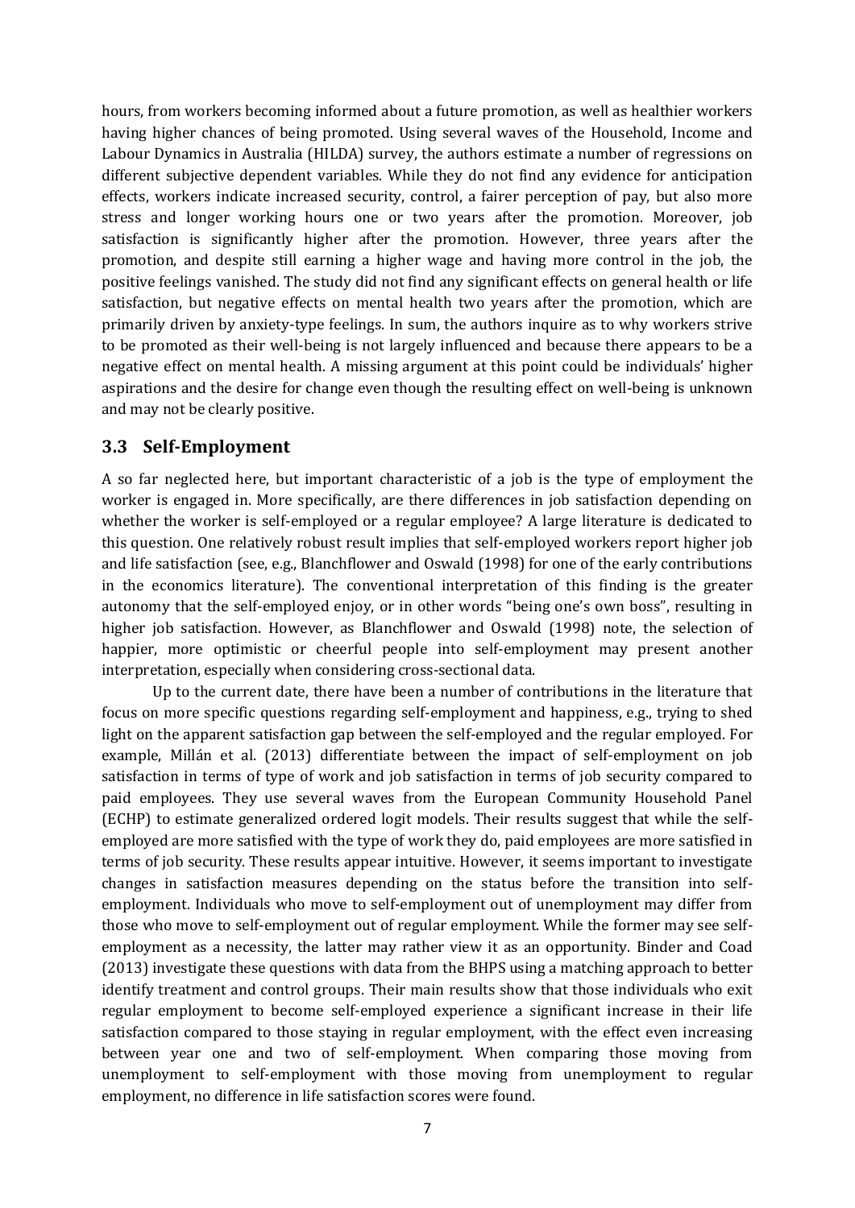hours, from workers becoming informed about a future promotion, as well as healthier workers having higher chances of being promoted. Using several waves of the Household, Income and Labour Dynamics in Australia (HILDA) survey, the authors estimate a number of regressions on different subjective dependent variables. While they do not find any evidence for anticipation effects, workers indicate increased security, control, a fairer perception of pay, but also more stress and longer working hours one or two years after the promotion. Moreover, job satisfaction is significantly higher after the promotion. However, three years after the promotion, and despite still earning a higher wage and having more control in the job, the positive feelings vanished. The study did not find any significant effects on general health or life satisfaction, but negative effects on mental health two years after the promotion, which are primarily driven by anxiety-type feelings. In sum, the authors inquire as to why workers strive to be promoted as their well-being is not largely influenced and because there appears to be a negative effect on mental health. A missing argument at this point could be individuals' higher aspirations and the desire for change even though the resulting effect on well-being is unknown and may not be clearly positive.

## 3.3 Self-Employment

A so far neglected here, but important characteristic of a job is the type of employment the worker is engaged in. More specifically, are there differences in job satisfaction depending on whether the worker is self-employed or a regular employee? A large literature is dedicated to this question. One relatively robust result implies that self-employed workers report higher job and life satisfaction (see, e.g., Blanchflower and Oswald (1998) for one of the early contributions in the economics literature). The conventional interpretation of this finding is the greater autonomy that the self-employed enjoy, or in other words "being one's own boss", resulting in higher job satisfaction. However, as Blanchflower and Oswald (1998) note, the selection of happier, more optimistic or cheerful people into self-employment may present another interpretation, especially when considering cross-sectional data.

Up to the current date, there have been a number of contributions in the literature that focus on more specific questions regarding self-employment and happiness, e.g., trying to shed light on the apparent satisfaction gap between the self-employed and the regular employed. For example, Millán et al. (2013) differentiate between the impact of self-employment on job satisfaction in terms of type of work and job satisfaction in terms of job security compared to paid employees. They use several waves from the European Community Household Panel (ECHP) to estimate generalized ordered logit models. Their results suggest that while the self-employed are more satisfied with the type of work they do, paid employees are more satisfied in terms of job security. These results appear intuitive. However, it seems important to investigate changes in satisfaction measures depending on the status before the transition into self-employment. Individuals who move to self-employment out of unemployment may differ from those who move to self-employment out of regular employment. While the former may see self-employment as a necessity, the latter may rather view it as an opportunity. Binder and Coad (2013) investigate these questions with data from the BHPS using a matching approach to better identify treatment and control groups. Their main results show that those individuals who exit regular employment to become self-employed experience a significant increase in their life satisfaction compared to those staying in regular employment, with the effect even increasing between year one and two of self-employment. When comparing those moving from unemployment to self-employment with those moving from unemployment to regular employment, no difference in life satisfaction scores were found.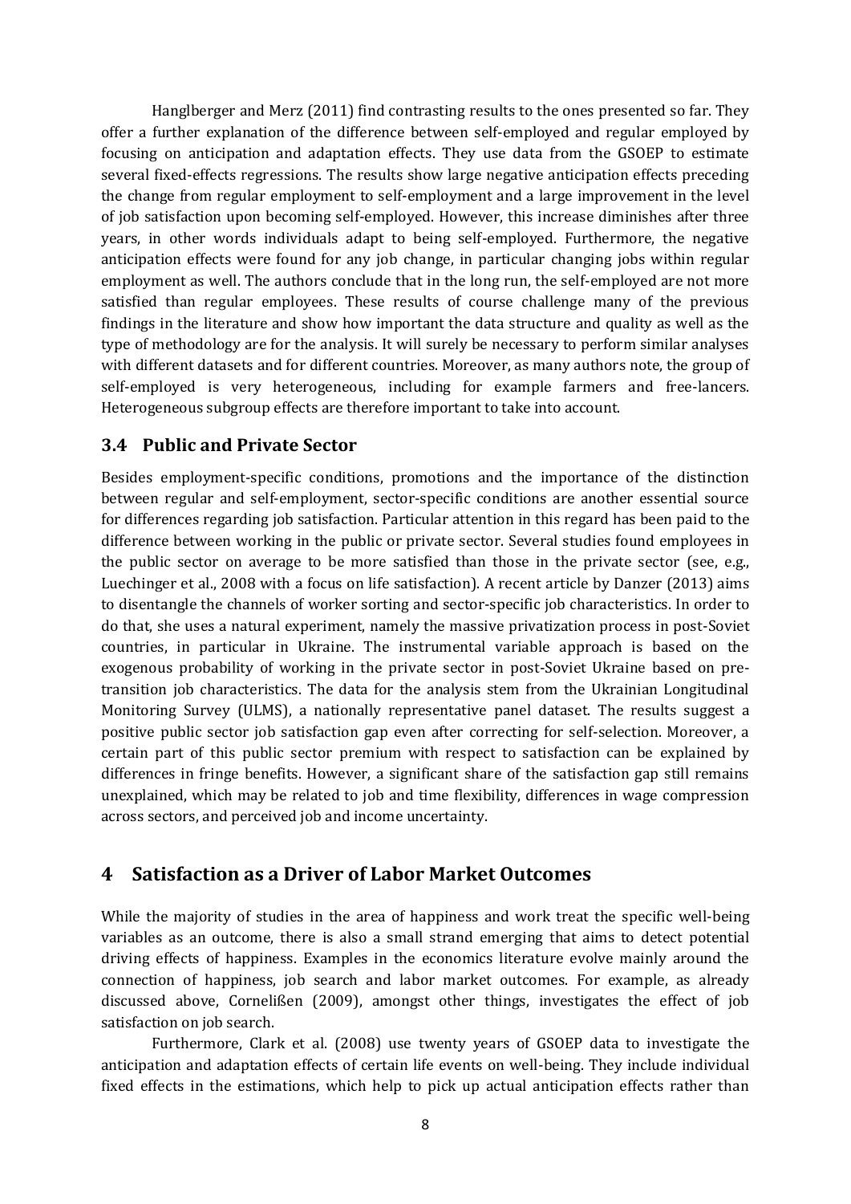Hanglberger and Merz (2011) find contrasting results to the ones presented so far. They offer a further explanation of the difference between self-employed and regular employed by focusing on anticipation and adaptation effects. They use data from the GSOEP to estimate several fixed-effects regressions. The results show large negative anticipation effects preceding the change from regular employment to self-employment and a large improvement in the level of job satisfaction upon becoming self-employed. However, this increase diminishes after three years, in other words individuals adapt to being self-employed. Furthermore, the negative anticipation effects were found for any job change, in particular changing jobs within regular employment as well. The authors conclude that in the long run, the self-employed are not more satisfied than regular employees. These results of course challenge many of the previous findings in the literature and show how important the data structure and quality as well as the type of methodology are for the analysis. It will surely be necessary to perform similar analyses with different datasets and for different countries. Moreover, as many authors note, the group of self-employed is very heterogeneous, including for example farmers and free-lancers. Heterogeneous subgroup effects are therefore important to take into account.

### 3.4 Public and Private Sector

Besides employment-specific conditions, promotions and the importance of the distinction between regular and self-employment, sector-specific conditions are another essential source for differences regarding job satisfaction. Particular attention in this regard has been paid to the difference between working in the public or private sector. Several studies found employees in the public sector on average to be more satisfied than those in the private sector (see, e.g., Luechinger et al., 2008 with a focus on life satisfaction). A recent article by Danzer (2013) aims to disentangle the channels of worker sorting and sector-specific job characteristics. In order to do that, she uses a natural experiment, namely the massive privatization process in post-Soviet countries, in particular in Ukraine. The instrumental variable approach is based on the exogenous probability of working in the private sector in post-Soviet Ukraine based on pre-transition job characteristics. The data for the analysis stem from the Ukrainian Longitudinal Monitoring Survey (ULMS), a nationally representative panel dataset. The results suggest a positive public sector job satisfaction gap even after correcting for self-selection. Moreover, a certain part of this public sector premium with respect to satisfaction can be explained by differences in fringe benefits. However, a significant share of the satisfaction gap still remains unexplained, which may be related to job and time flexibility, differences in wage compression across sectors, and perceived job and income uncertainty.

## 4 Satisfaction as a Driver of Labor Market Outcomes

While the majority of studies in the area of happiness and work treat the specific well-being variables as an outcome, there is also a small strand emerging that aims to detect potential driving effects of happiness. Examples in the economics literature evolve mainly around the connection of happiness, job search and labor market outcomes. For example, as already discussed above, Cornelißen (2009), amongst other things, investigates the effect of job satisfaction on job search.

Furthermore, Clark et al. (2008) use twenty years of GSOEP data to investigate the anticipation and adaptation effects of certain life events on well-being. They include individual fixed effects in the estimations, which help to pick up actual anticipation effects rather than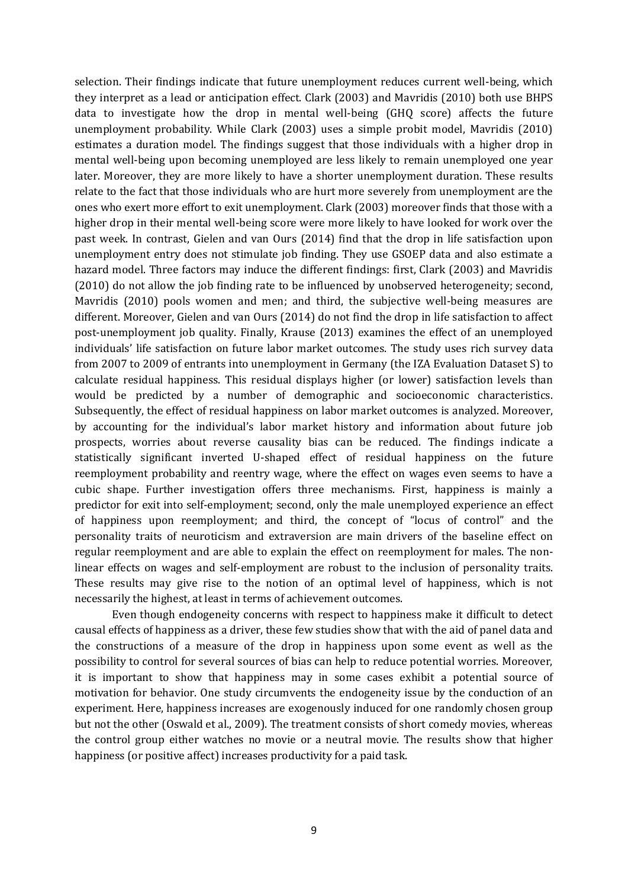selection. Their findings indicate that future unemployment reduces current well-being, which they interpret as a lead or anticipation effect. Clark (2003) and Mavridis (2010) both use BHPS data to investigate how the drop in mental well-being (GHQ score) affects the future unemployment probability. While Clark (2003) uses a simple probit model, Mavridis (2010) estimates a duration model. The findings suggest that those individuals with a higher drop in mental well-being upon becoming unemployed are less likely to remain unemployed one year later. Moreover, they are more likely to have a shorter unemployment duration. These results relate to the fact that those individuals who are hurt more severely from unemployment are the ones who exert more effort to exit unemployment. Clark (2003) moreover finds that those with a higher drop in their mental well-being score were more likely to have looked for work over the past week. In contrast, Gielen and van Ours (2014) find that the drop in life satisfaction upon unemployment entry does not stimulate job finding. They use GSOEP data and also estimate a hazard model. Three factors may induce the different findings: first, Clark (2003) and Mavridis (2010) do not allow the job finding rate to be influenced by unobserved heterogeneity; second, Mavridis (2010) pools women and men; and third, the subjective well-being measures are different. Moreover, Gielen and van Ours (2014) do not find the drop in life satisfaction to affect post-unemployment job quality. Finally, Krause (2013) examines the effect of an unemployed individuals' life satisfaction on future labor market outcomes. The study uses rich survey data from 2007 to 2009 of entrants into unemployment in Germany (the IZA Evaluation Dataset S) to calculate residual happiness. This residual displays higher (or lower) satisfaction levels than would be predicted by a number of demographic and socioeconomic characteristics. Subsequently, the effect of residual happiness on labor market outcomes is analyzed. Moreover, by accounting for the individual's labor market history and information about future job prospects, worries about reverse causality bias can be reduced. The findings indicate a statistically significant inverted U-shaped effect of residual happiness on the future reemployment probability and reentry wage, where the effect on wages even seems to have a cubic shape. Further investigation offers three mechanisms. First, happiness is mainly a predictor for exit into self-employment; second, only the male unemployed experience an effect of happiness upon reemployment; and third, the concept of "locus of control" and the personality traits of neuroticism and extraversion are main drivers of the baseline effect on regular reemployment and are able to explain the effect on reemployment for males. The non-linear effects on wages and self-employment are robust to the inclusion of personality traits. These results may give rise to the notion of an optimal level of happiness, which is not necessarily the highest, at least in terms of achievement outcomes.

Even though endogeneity concerns with respect to happiness make it difficult to detect causal effects of happiness as a driver, these few studies show that with the aid of panel data and the constructions of a measure of the drop in happiness upon some event as well as the possibility to control for several sources of bias can help to reduce potential worries. Moreover, it is important to show that happiness may in some cases exhibit a potential source of motivation for behavior. One study circumvents the endogeneity issue by the conduction of an experiment. Here, happiness increases are exogenously induced for one randomly chosen group but not the other (Oswald et al., 2009). The treatment consists of short comedy movies, whereas the control group either watches no movie or a neutral movie. The results show that higher happiness (or positive affect) increases productivity for a paid task.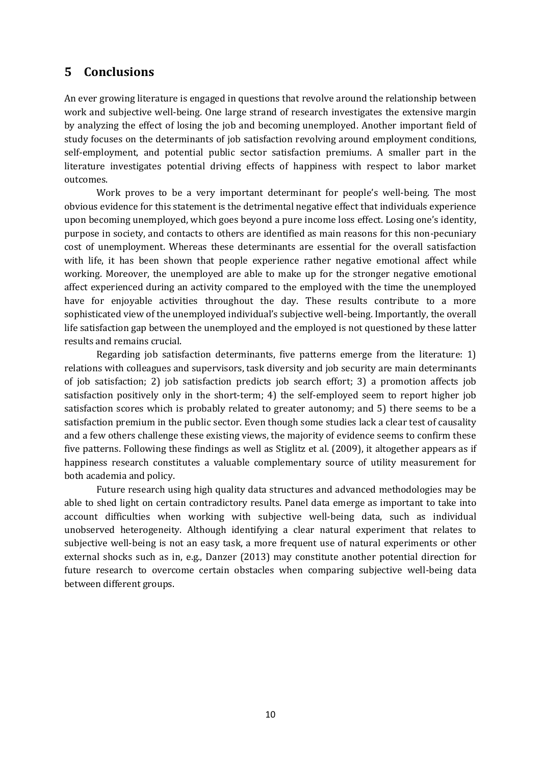# 5 Conclusions

An ever growing literature is engaged in questions that revolve around the relationship between work and subjective well-being. One large strand of research investigates the extensive margin by analyzing the effect of losing the job and becoming unemployed. Another important field of study focuses on the determinants of job satisfaction revolving around employment conditions, self-employment, and potential public sector satisfaction premiums. A smaller part in the literature investigates potential driving effects of happiness with respect to labor market outcomes.

Work proves to be a very important determinant for people's well-being. The most obvious evidence for this statement is the detrimental negative effect that individuals experience upon becoming unemployed, which goes beyond a pure income loss effect. Losing one's identity, purpose in society, and contacts to others are identified as main reasons for this non-pecuniary cost of unemployment. Whereas these determinants are essential for the overall satisfaction with life, it has been shown that people experience rather negative emotional affect while working. Moreover, the unemployed are able to make up for the stronger negative emotional affect experienced during an activity compared to the employed with the time the unemployed have for enjoyable activities throughout the day. These results contribute to a more sophisticated view of the unemployed individual's subjective well-being. Importantly, the overall life satisfaction gap between the unemployed and the employed is not questioned by these latter results and remains crucial.

Regarding job satisfaction determinants, five patterns emerge from the literature: 1) relations with colleagues and supervisors, task diversity and job security are main determinants of job satisfaction; 2) job satisfaction predicts job search effort; 3) a promotion affects job satisfaction positively only in the short-term; 4) the self-employed seem to report higher job satisfaction scores which is probably related to greater autonomy; and 5) there seems to be a satisfaction premium in the public sector. Even though some studies lack a clear test of causality and a few others challenge these existing views, the majority of evidence seems to confirm these five patterns. Following these findings as well as Stiglitz et al. (2009), it altogether appears as if happiness research constitutes a valuable complementary source of utility measurement for both academia and policy.

Future research using high quality data structures and advanced methodologies may be able to shed light on certain contradictory results. Panel data emerge as important to take into account difficulties when working with subjective well-being data, such as individual unobserved heterogeneity. Although identifying a clear natural experiment that relates to subjective well-being is not an easy task, a more frequent use of natural experiments or other external shocks such as in, e.g., Danzer (2013) may constitute another potential direction for future research to overcome certain obstacles when comparing subjective well-being data between different groups.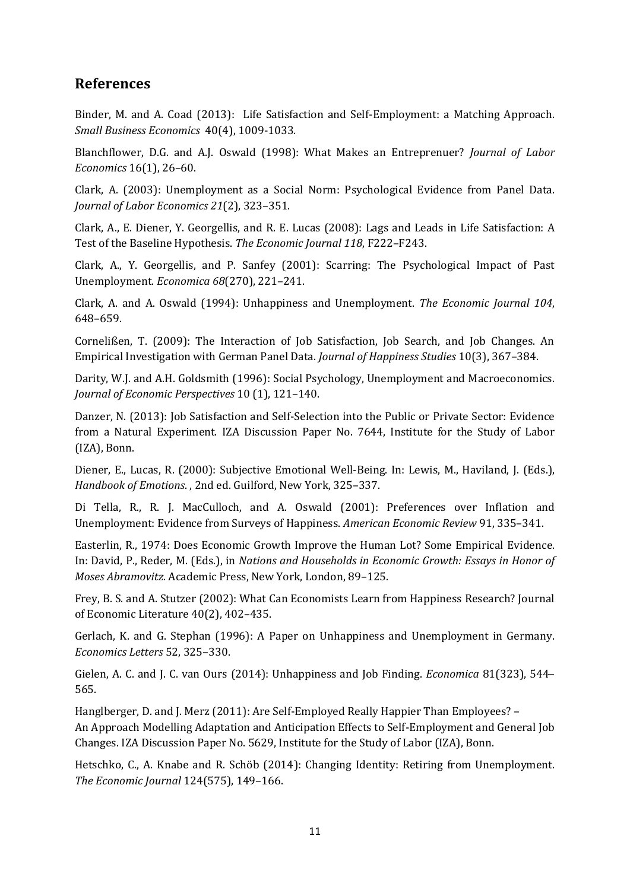## References

Binder, M. and A. Coad (2013): Life Satisfaction and Self-Employment: a Matching Approach. *Small Business Economics* 40(4), 1009-1033.

Blanchflower, D.G. and A.J. Oswald (1998): What Makes an Entreprenuer? *Journal of Labor Economics* 16(1), 26–60.

Clark, A. (2003): Unemployment as a Social Norm: Psychological Evidence from Panel Data. *Journal of Labor Economics 21*(2), 323–351.

Clark, A., E. Diener, Y. Georgellis, and R. E. Lucas (2008): Lags and Leads in Life Satisfaction: A Test of the Baseline Hypothesis. *The Economic Journal 118*, F222–F243.

Clark, A., Y. Georgellis, and P. Sanfey (2001): Scarring: The Psychological Impact of Past Unemployment. *Economica 68*(270), 221–241.

Clark, A. and A. Oswald (1994): Unhappiness and Unemployment. *The Economic Journal 104*, 648–659.

Cornelißen, T. (2009): The Interaction of Job Satisfaction, Job Search, and Job Changes. An Empirical Investigation with German Panel Data. *Journal of Happiness Studies* 10(3), 367–384.

Darity, W.J. and A.H. Goldsmith (1996): Social Psychology, Unemployment and Macroeconomics. *Journal of Economic Perspectives* 10 (1), 121–140.

Danzer, N. (2013): Job Satisfaction and Self-Selection into the Public or Private Sector: Evidence from a Natural Experiment. IZA Discussion Paper No. 7644, Institute for the Study of Labor (IZA), Bonn.

Diener, E., Lucas, R. (2000): Subjective Emotional Well-Being. In: Lewis, M., Haviland, J. (Eds.), *Handbook of Emotions.* , 2nd ed. Guilford, New York, 325–337.

Di Tella, R., R. J. MacCulloch, and A. Oswald (2001): Preferences over Inflation and Unemployment: Evidence from Surveys of Happiness. *American Economic Review* 91, 335–341.

Easterlin, R., 1974: Does Economic Growth Improve the Human Lot? Some Empirical Evidence. In: David, P., Reder, M. (Eds.), in *Nations and Households in Economic Growth: Essays in Honor of Moses Abramovitz*. Academic Press, New York, London, 89–125.

Frey, B. S. and A. Stutzer (2002): What Can Economists Learn from Happiness Research? Journal of Economic Literature 40(2), 402–435.

Gerlach, K. and G. Stephan (1996): A Paper on Unhappiness and Unemployment in Germany. *Economics Letters* 52, 325–330.

Gielen, A. C. and J. C. van Ours (2014): Unhappiness and Job Finding. *Economica* 81(323), 544–565.

Hanglberger, D. and J. Merz (2011): Are Self-Employed Really Happier Than Employees? – An Approach Modelling Adaptation and Anticipation Effects to Self-Employment and General Job Changes. IZA Discussion Paper No. 5629, Institute for the Study of Labor (IZA), Bonn.

Hetschko, C., A. Knabe and R. Schöb (2014): Changing Identity: Retiring from Unemployment. *The Economic Journal* 124(575), 149–166.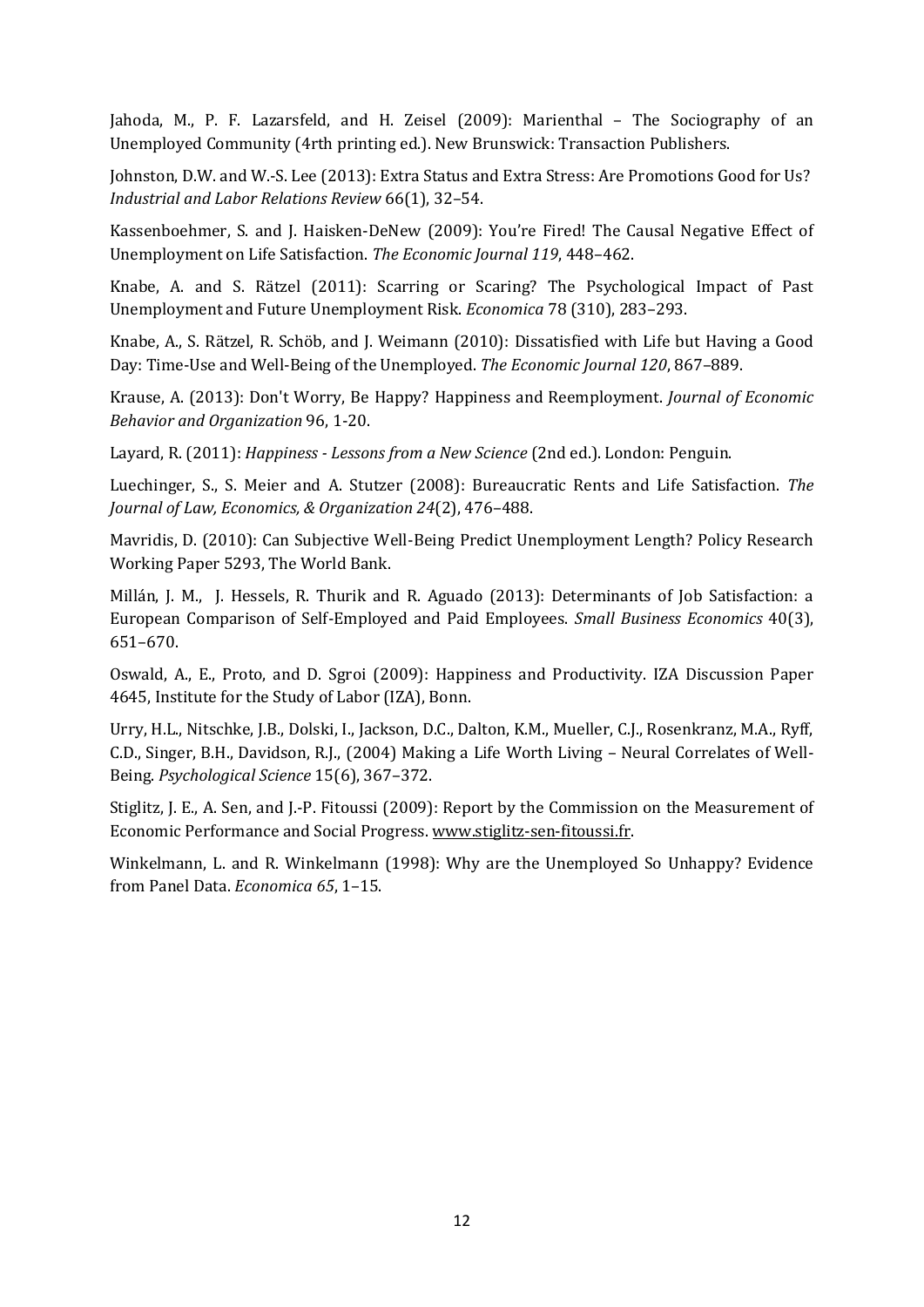Jahoda, M., P. F. Lazarsfeld, and H. Zeisel (2009): Marienthal – The Sociography of an Unemployed Community (4rth printing ed.). New Brunswick: Transaction Publishers.

Johnston, D.W. and W.-S. Lee (2013): Extra Status and Extra Stress: Are Promotions Good for Us? *Industrial and Labor Relations Review* 66(1), 32–54.

Kassenboehmer, S. and J. Haisken-DeNew (2009): You're Fired! The Causal Negative Effect of Unemployment on Life Satisfaction. *The Economic Journal 119*, 448–462.

Knabe, A. and S. Rätzel (2011): Scarring or Scaring? The Psychological Impact of Past Unemployment and Future Unemployment Risk. *Economica* 78 (310), 283–293.

Knabe, A., S. Rätzel, R. Schöb, and J. Weimann (2010): Dissatisfied with Life but Having a Good Day: Time-Use and Well-Being of the Unemployed. *The Economic Journal 120*, 867–889.

Krause, A. (2013): Don't Worry, Be Happy? Happiness and Reemployment. *Journal of Economic Behavior and Organization* 96, 1-20.

Layard, R. (2011): *Happiness - Lessons from a New Science* (2nd ed.). London: Penguin.

Luechinger, S., S. Meier and A. Stutzer (2008): Bureaucratic Rents and Life Satisfaction. *The Journal of Law, Economics, & Organization 24*(2), 476–488.

Mavridis, D. (2010): Can Subjective Well-Being Predict Unemployment Length? Policy Research Working Paper 5293, The World Bank.

Millán, J. M., J. Hessels, R. Thurik and R. Aguado (2013): Determinants of Job Satisfaction: a European Comparison of Self-Employed and Paid Employees. *Small Business Economics* 40(3), 651–670.

Oswald, A., E., Proto, and D. Sgroi (2009): Happiness and Productivity. IZA Discussion Paper 4645, Institute for the Study of Labor (IZA), Bonn.

Urry, H.L., Nitschke, J.B., Dolski, I., Jackson, D.C., Dalton, K.M., Mueller, C.J., Rosenkranz, M.A., Ryff, C.D., Singer, B.H., Davidson, R.J., (2004) Making a Life Worth Living – Neural Correlates of Well-Being. *Psychological Science* 15(6), 367–372.

Stiglitz, J. E., A. Sen, and J.-P. Fitoussi (2009): Report by the Commission on the Measurement of Economic Performance and Social Progress. www.stiglitz-sen-fitoussi.fr.

Winkelmann, L. and R. Winkelmann (1998): Why are the Unemployed So Unhappy? Evidence from Panel Data. *Economica 65*, 1–15.